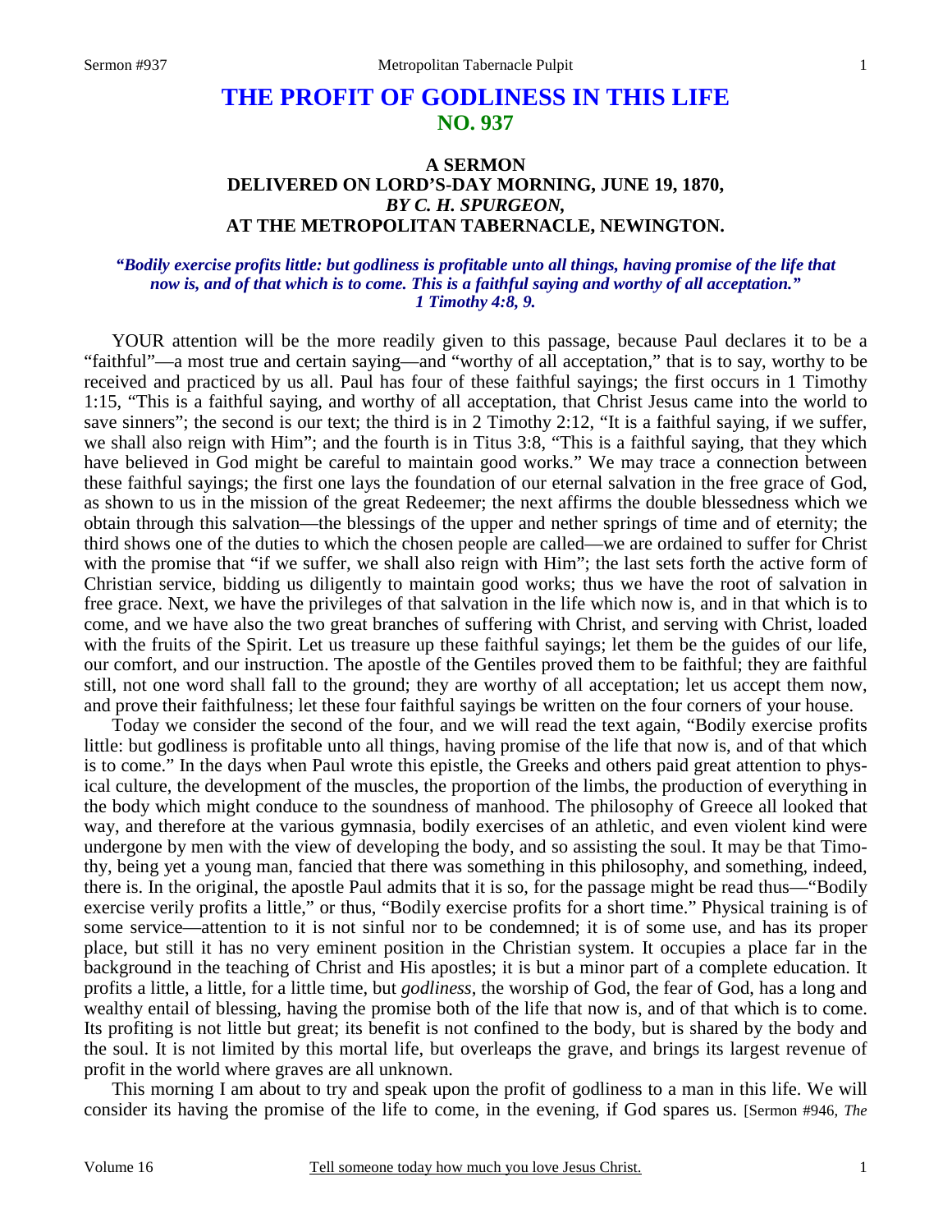# THE PROFIT OF GODLINESS IN THIS LIFE
## NO. 937

### A SERMON
### DELIVERED ON LORD'S-DAY MORNING, JUNE 19, 1870,
### *BY C. H. SPURGEON,*
### AT THE METROPOLITAN TABERNACLE, NEWINGTON.

***"Bodily exercise profits little: but godliness is profitable unto all things, having promise of the life that now is, and of that which is to come. This is a faithful saying and worthy of all acceptation." 1 Timothy 4:8, 9.***

YOUR attention will be the more readily given to this passage, because Paul declares it to be a "faithful"—a most true and certain saying—and "worthy of all acceptation," that is to say, worthy to be received and practiced by us all. Paul has four of these faithful sayings; the first occurs in 1 Timothy 1:15, "This is a faithful saying, and worthy of all acceptation, that Christ Jesus came into the world to save sinners"; the second is our text; the third is in 2 Timothy 2:12, "It is a faithful saying, if we suffer, we shall also reign with Him"; and the fourth is in Titus 3:8, "This is a faithful saying, that they which have believed in God might be careful to maintain good works." We may trace a connection between these faithful sayings; the first one lays the foundation of our eternal salvation in the free grace of God, as shown to us in the mission of the great Redeemer; the next affirms the double blessedness which we obtain through this salvation—the blessings of the upper and nether springs of time and of eternity; the third shows one of the duties to which the chosen people are called—we are ordained to suffer for Christ with the promise that "if we suffer, we shall also reign with Him"; the last sets forth the active form of Christian service, bidding us diligently to maintain good works; thus we have the root of salvation in free grace. Next, we have the privileges of that salvation in the life which now is, and in that which is to come, and we have also the two great branches of suffering with Christ, and serving with Christ, loaded with the fruits of the Spirit. Let us treasure up these faithful sayings; let them be the guides of our life, our comfort, and our instruction. The apostle of the Gentiles proved them to be faithful; they are faithful still, not one word shall fall to the ground; they are worthy of all acceptation; let us accept them now, and prove their faithfulness; let these four faithful sayings be written on the four corners of your house.

Today we consider the second of the four, and we will read the text again, "Bodily exercise profits little: but godliness is profitable unto all things, having promise of the life that now is, and of that which is to come." In the days when Paul wrote this epistle, the Greeks and others paid great attention to physical culture, the development of the muscles, the proportion of the limbs, the production of everything in the body which might conduce to the soundness of manhood. The philosophy of Greece all looked that way, and therefore at the various gymnasia, bodily exercises of an athletic, and even violent kind were undergone by men with the view of developing the body, and so assisting the soul. It may be that Timothy, being yet a young man, fancied that there was something in this philosophy, and something, indeed, there is. In the original, the apostle Paul admits that it is so, for the passage might be read thus—"Bodily exercise verily profits a little," or thus, "Bodily exercise profits for a short time." Physical training is of some service—attention to it is not sinful nor to be condemned; it is of some use, and has its proper place, but still it has no very eminent position in the Christian system. It occupies a place far in the background in the teaching of Christ and His apostles; it is but a minor part of a complete education. It profits a little, a little, for a little time, but *godliness*, the worship of God, the fear of God, has a long and wealthy entail of blessing, having the promise both of the life that now is, and of that which is to come. Its profiting is not little but great; its benefit is not confined to the body, but is shared by the body and the soul. It is not limited by this mortal life, but overleaps the grave, and brings its largest revenue of profit in the world where graves are all unknown.

This morning I am about to try and speak upon the profit of godliness to a man in this life. We will consider its having the promise of the life to come, in the evening, if God spares us. [Sermon #946, *The*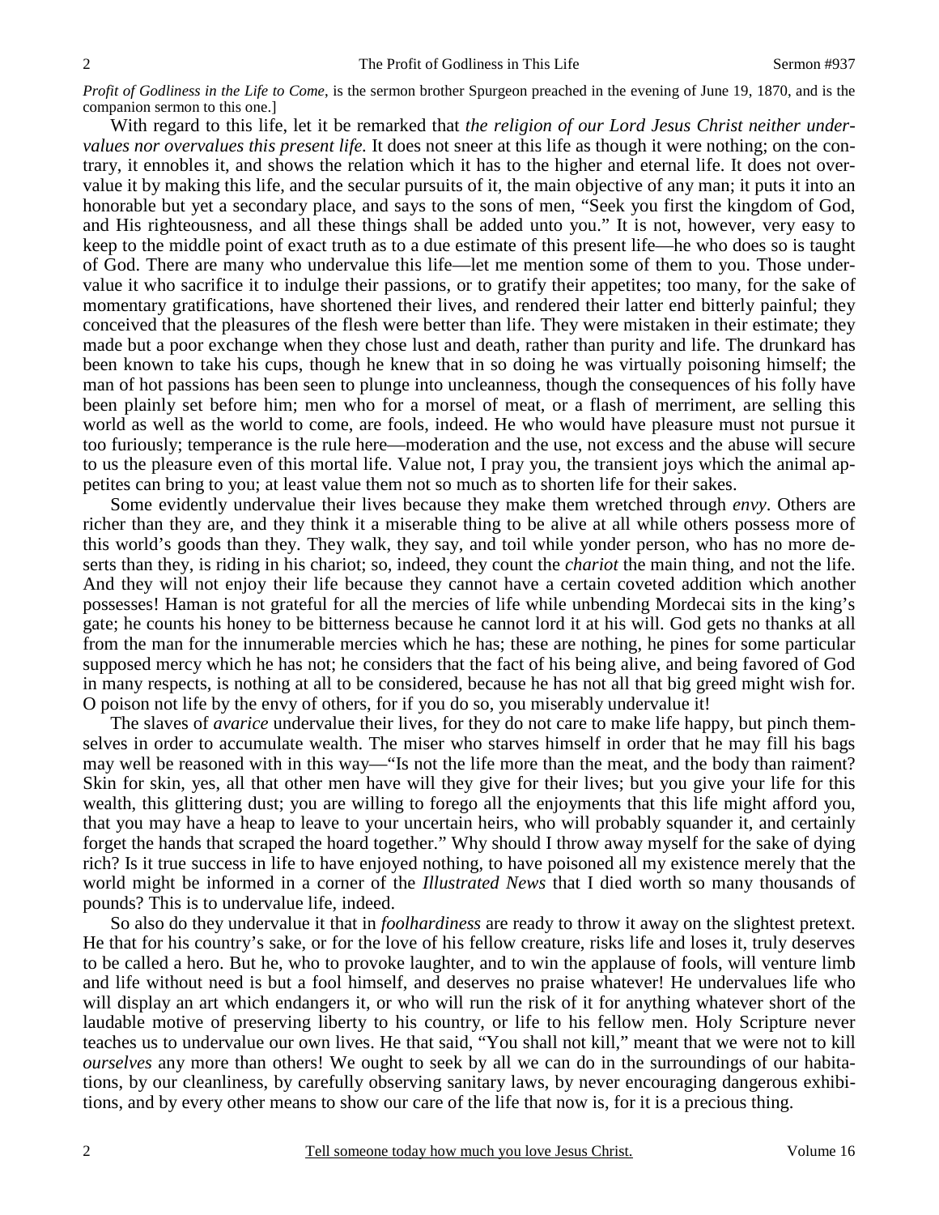*Profit of Godliness in the Life to Come*, is the sermon brother Spurgeon preached in the evening of June 19, 1870, and is the companion sermon to this one.]

With regard to this life, let it be remarked that *the religion of our Lord Jesus Christ neither undervalues nor overvalues this present life.* It does not sneer at this life as though it were nothing; on the contrary, it ennobles it, and shows the relation which it has to the higher and eternal life. It does not overvalue it by making this life, and the secular pursuits of it, the main objective of any man; it puts it into an honorable but yet a secondary place, and says to the sons of men, "Seek you first the kingdom of God, and His righteousness, and all these things shall be added unto you." It is not, however, very easy to keep to the middle point of exact truth as to a due estimate of this present life—he who does so is taught of God. There are many who undervalue this life—let me mention some of them to you. Those undervalue it who sacrifice it to indulge their passions, or to gratify their appetites; too many, for the sake of momentary gratifications, have shortened their lives, and rendered their latter end bitterly painful; they conceived that the pleasures of the flesh were better than life. They were mistaken in their estimate; they made but a poor exchange when they chose lust and death, rather than purity and life. The drunkard has been known to take his cups, though he knew that in so doing he was virtually poisoning himself; the man of hot passions has been seen to plunge into uncleanness, though the consequences of his folly have been plainly set before him; men who for a morsel of meat, or a flash of merriment, are selling this world as well as the world to come, are fools, indeed. He who would have pleasure must not pursue it too furiously; temperance is the rule here—moderation and the use, not excess and the abuse will secure to us the pleasure even of this mortal life. Value not, I pray you, the transient joys which the animal appetites can bring to you; at least value them not so much as to shorten life for their sakes.

Some evidently undervalue their lives because they make them wretched through *envy*. Others are richer than they are, and they think it a miserable thing to be alive at all while others possess more of this world's goods than they. They walk, they say, and toil while yonder person, who has no more deserts than they, is riding in his chariot; so, indeed, they count the *chariot* the main thing, and not the life. And they will not enjoy their life because they cannot have a certain coveted addition which another possesses! Haman is not grateful for all the mercies of life while unbending Mordecai sits in the king's gate; he counts his honey to be bitterness because he cannot lord it at his will. God gets no thanks at all from the man for the innumerable mercies which he has; these are nothing, he pines for some particular supposed mercy which he has not; he considers that the fact of his being alive, and being favored of God in many respects, is nothing at all to be considered, because he has not all that big greed might wish for. O poison not life by the envy of others, for if you do so, you miserably undervalue it!

The slaves of *avarice* undervalue their lives, for they do not care to make life happy, but pinch themselves in order to accumulate wealth. The miser who starves himself in order that he may fill his bags may well be reasoned with in this way—"Is not the life more than the meat, and the body than raiment? Skin for skin, yes, all that other men have will they give for their lives; but you give your life for this wealth, this glittering dust; you are willing to forego all the enjoyments that this life might afford you, that you may have a heap to leave to your uncertain heirs, who will probably squander it, and certainly forget the hands that scraped the hoard together." Why should I throw away myself for the sake of dying rich? Is it true success in life to have enjoyed nothing, to have poisoned all my existence merely that the world might be informed in a corner of the *Illustrated News* that I died worth so many thousands of pounds? This is to undervalue life, indeed.

So also do they undervalue it that in *foolhardiness* are ready to throw it away on the slightest pretext. He that for his country's sake, or for the love of his fellow creature, risks life and loses it, truly deserves to be called a hero. But he, who to provoke laughter, and to win the applause of fools, will venture limb and life without need is but a fool himself, and deserves no praise whatever! He undervalues life who will display an art which endangers it, or who will run the risk of it for anything whatever short of the laudable motive of preserving liberty to his country, or life to his fellow men. Holy Scripture never teaches us to undervalue our own lives. He that said, "You shall not kill," meant that we were not to kill *ourselves* any more than others! We ought to seek by all we can do in the surroundings of our habitations, by our cleanliness, by carefully observing sanitary laws, by never encouraging dangerous exhibitions, and by every other means to show our care of the life that now is, for it is a precious thing.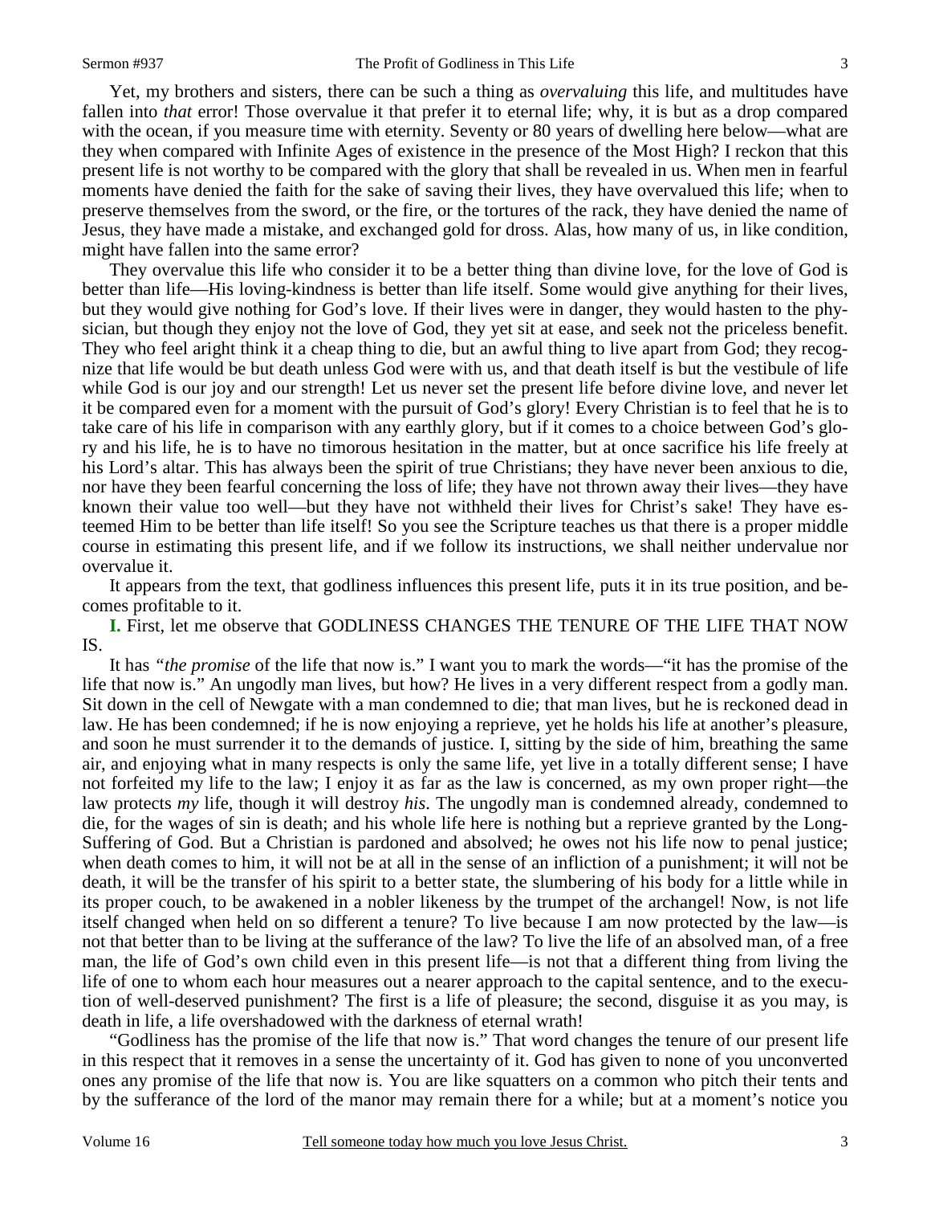Yet, my brothers and sisters, there can be such a thing as *overvaluing* this life, and multitudes have fallen into *that* error! Those overvalue it that prefer it to eternal life; why, it is but as a drop compared with the ocean, if you measure time with eternity. Seventy or 80 years of dwelling here below—what are they when compared with Infinite Ages of existence in the presence of the Most High? I reckon that this present life is not worthy to be compared with the glory that shall be revealed in us. When men in fearful moments have denied the faith for the sake of saving their lives, they have overvalued this life; when to preserve themselves from the sword, or the fire, or the tortures of the rack, they have denied the name of Jesus, they have made a mistake, and exchanged gold for dross. Alas, how many of us, in like condition, might have fallen into the same error?

They overvalue this life who consider it to be a better thing than divine love, for the love of God is better than life—His loving-kindness is better than life itself. Some would give anything for their lives, but they would give nothing for God's love. If their lives were in danger, they would hasten to the physician, but though they enjoy not the love of God, they yet sit at ease, and seek not the priceless benefit. They who feel aright think it a cheap thing to die, but an awful thing to live apart from God; they recognize that life would be but death unless God were with us, and that death itself is but the vestibule of life while God is our joy and our strength! Let us never set the present life before divine love, and never let it be compared even for a moment with the pursuit of God's glory! Every Christian is to feel that he is to take care of his life in comparison with any earthly glory, but if it comes to a choice between God's glory and his life, he is to have no timorous hesitation in the matter, but at once sacrifice his life freely at his Lord's altar. This has always been the spirit of true Christians; they have never been anxious to die, nor have they been fearful concerning the loss of life; they have not thrown away their lives—they have known their value too well—but they have not withheld their lives for Christ's sake! They have esteemed Him to be better than life itself! So you see the Scripture teaches us that there is a proper middle course in estimating this present life, and if we follow its instructions, we shall neither undervalue nor overvalue it.

It appears from the text, that godliness influences this present life, puts it in its true position, and becomes profitable to it.

**I.** First, let me observe that GODLINESS CHANGES THE TENURE OF THE LIFE THAT NOW IS.

It has *"the promise* of the life that now is." I want you to mark the words—"it has the promise of the life that now is." An ungodly man lives, but how? He lives in a very different respect from a godly man. Sit down in the cell of Newgate with a man condemned to die; that man lives, but he is reckoned dead in law. He has been condemned; if he is now enjoying a reprieve, yet he holds his life at another's pleasure, and soon he must surrender it to the demands of justice. I, sitting by the side of him, breathing the same air, and enjoying what in many respects is only the same life, yet live in a totally different sense; I have not forfeited my life to the law; I enjoy it as far as the law is concerned, as my own proper right—the law protects *my* life, though it will destroy *his*. The ungodly man is condemned already, condemned to die, for the wages of sin is death; and his whole life here is nothing but a reprieve granted by the Long-Suffering of God. But a Christian is pardoned and absolved; he owes not his life now to penal justice; when death comes to him, it will not be at all in the sense of an infliction of a punishment; it will not be death, it will be the transfer of his spirit to a better state, the slumbering of his body for a little while in its proper couch, to be awakened in a nobler likeness by the trumpet of the archangel! Now, is not life itself changed when held on so different a tenure? To live because I am now protected by the law—is not that better than to be living at the sufferance of the law? To live the life of an absolved man, of a free man, the life of God's own child even in this present life—is not that a different thing from living the life of one to whom each hour measures out a nearer approach to the capital sentence, and to the execution of well-deserved punishment? The first is a life of pleasure; the second, disguise it as you may, is death in life, a life overshadowed with the darkness of eternal wrath!

"Godliness has the promise of the life that now is." That word changes the tenure of our present life in this respect that it removes in a sense the uncertainty of it. God has given to none of you unconverted ones any promise of the life that now is. You are like squatters on a common who pitch their tents and by the sufferance of the lord of the manor may remain there for a while; but at a moment's notice you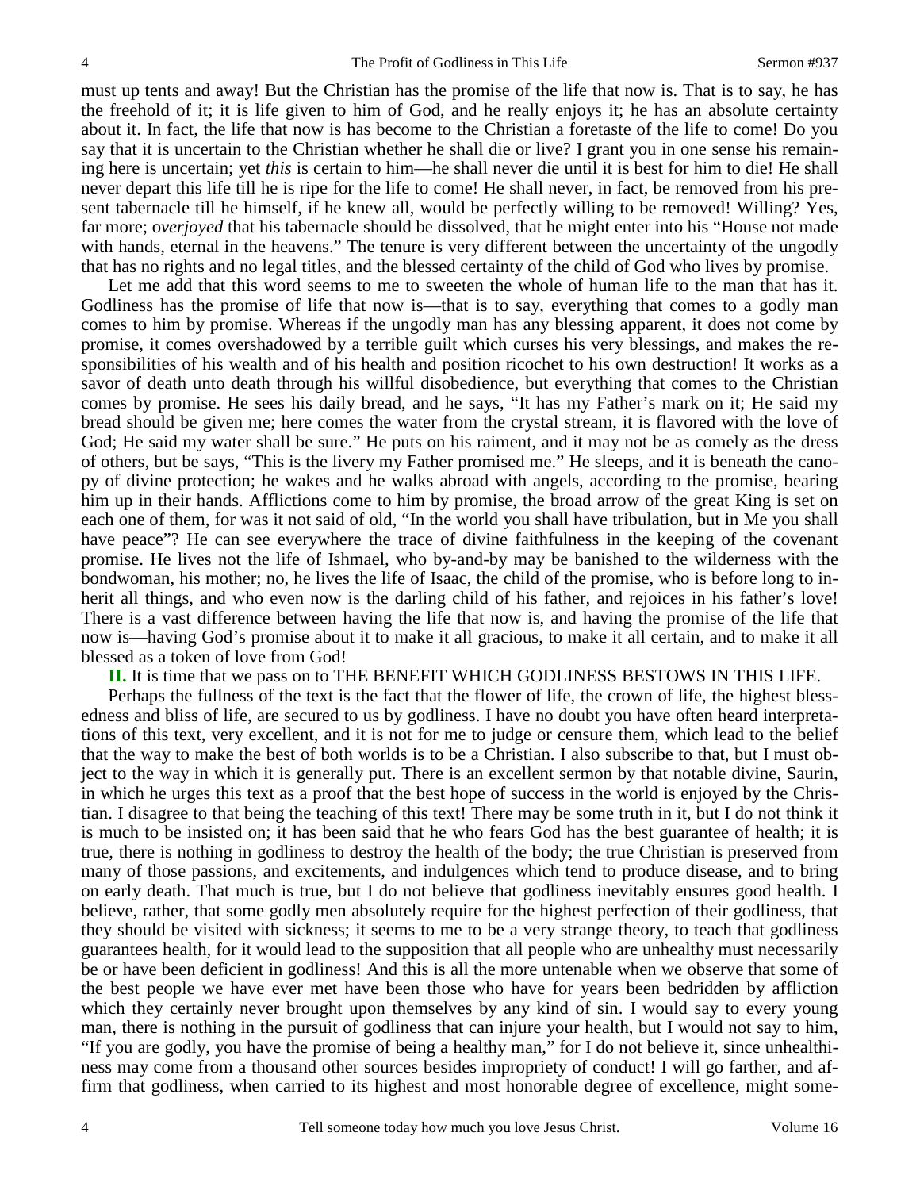must up tents and away! But the Christian has the promise of the life that now is. That is to say, he has the freehold of it; it is life given to him of God, and he really enjoys it; he has an absolute certainty about it. In fact, the life that now is has become to the Christian a foretaste of the life to come! Do you say that it is uncertain to the Christian whether he shall die or live? I grant you in one sense his remaining here is uncertain; yet *this* is certain to him—he shall never die until it is best for him to die! He shall never depart this life till he is ripe for the life to come! He shall never, in fact, be removed from his present tabernacle till he himself, if he knew all, would be perfectly willing to be removed! Willing? Yes, far more; o*verjoyed* that his tabernacle should be dissolved, that he might enter into his "House not made with hands, eternal in the heavens." The tenure is very different between the uncertainty of the ungodly that has no rights and no legal titles, and the blessed certainty of the child of God who lives by promise.

Let me add that this word seems to me to sweeten the whole of human life to the man that has it. Godliness has the promise of life that now is—that is to say, everything that comes to a godly man comes to him by promise. Whereas if the ungodly man has any blessing apparent, it does not come by promise, it comes overshadowed by a terrible guilt which curses his very blessings, and makes the responsibilities of his wealth and of his health and position ricochet to his own destruction! It works as a savor of death unto death through his willful disobedience, but everything that comes to the Christian comes by promise. He sees his daily bread, and he says, "It has my Father's mark on it; He said my bread should be given me; here comes the water from the crystal stream, it is flavored with the love of God; He said my water shall be sure." He puts on his raiment, and it may not be as comely as the dress of others, but be says, "This is the livery my Father promised me." He sleeps, and it is beneath the canopy of divine protection; he wakes and he walks abroad with angels, according to the promise, bearing him up in their hands. Afflictions come to him by promise, the broad arrow of the great King is set on each one of them, for was it not said of old, "In the world you shall have tribulation, but in Me you shall have peace"? He can see everywhere the trace of divine faithfulness in the keeping of the covenant promise. He lives not the life of Ishmael, who by-and-by may be banished to the wilderness with the bondwoman, his mother; no, he lives the life of Isaac, the child of the promise, who is before long to inherit all things, and who even now is the darling child of his father, and rejoices in his father's love! There is a vast difference between having the life that now is, and having the promise of the life that now is—having God's promise about it to make it all gracious, to make it all certain, and to make it all blessed as a token of love from God!

**II.** It is time that we pass on to THE BENEFIT WHICH GODLINESS BESTOWS IN THIS LIFE.

Perhaps the fullness of the text is the fact that the flower of life, the crown of life, the highest blessedness and bliss of life, are secured to us by godliness. I have no doubt you have often heard interpretations of this text, very excellent, and it is not for me to judge or censure them, which lead to the belief that the way to make the best of both worlds is to be a Christian. I also subscribe to that, but I must object to the way in which it is generally put. There is an excellent sermon by that notable divine, Saurin, in which he urges this text as a proof that the best hope of success in the world is enjoyed by the Christian. I disagree to that being the teaching of this text! There may be some truth in it, but I do not think it is much to be insisted on; it has been said that he who fears God has the best guarantee of health; it is true, there is nothing in godliness to destroy the health of the body; the true Christian is preserved from many of those passions, and excitements, and indulgences which tend to produce disease, and to bring on early death. That much is true, but I do not believe that godliness inevitably ensures good health. I believe, rather, that some godly men absolutely require for the highest perfection of their godliness, that they should be visited with sickness; it seems to me to be a very strange theory, to teach that godliness guarantees health, for it would lead to the supposition that all people who are unhealthy must necessarily be or have been deficient in godliness! And this is all the more untenable when we observe that some of the best people we have ever met have been those who have for years been bedridden by affliction which they certainly never brought upon themselves by any kind of sin. I would say to every young man, there is nothing in the pursuit of godliness that can injure your health, but I would not say to him, "If you are godly, you have the promise of being a healthy man," for I do not believe it, since unhealthiness may come from a thousand other sources besides impropriety of conduct! I will go farther, and affirm that godliness, when carried to its highest and most honorable degree of excellence, might some-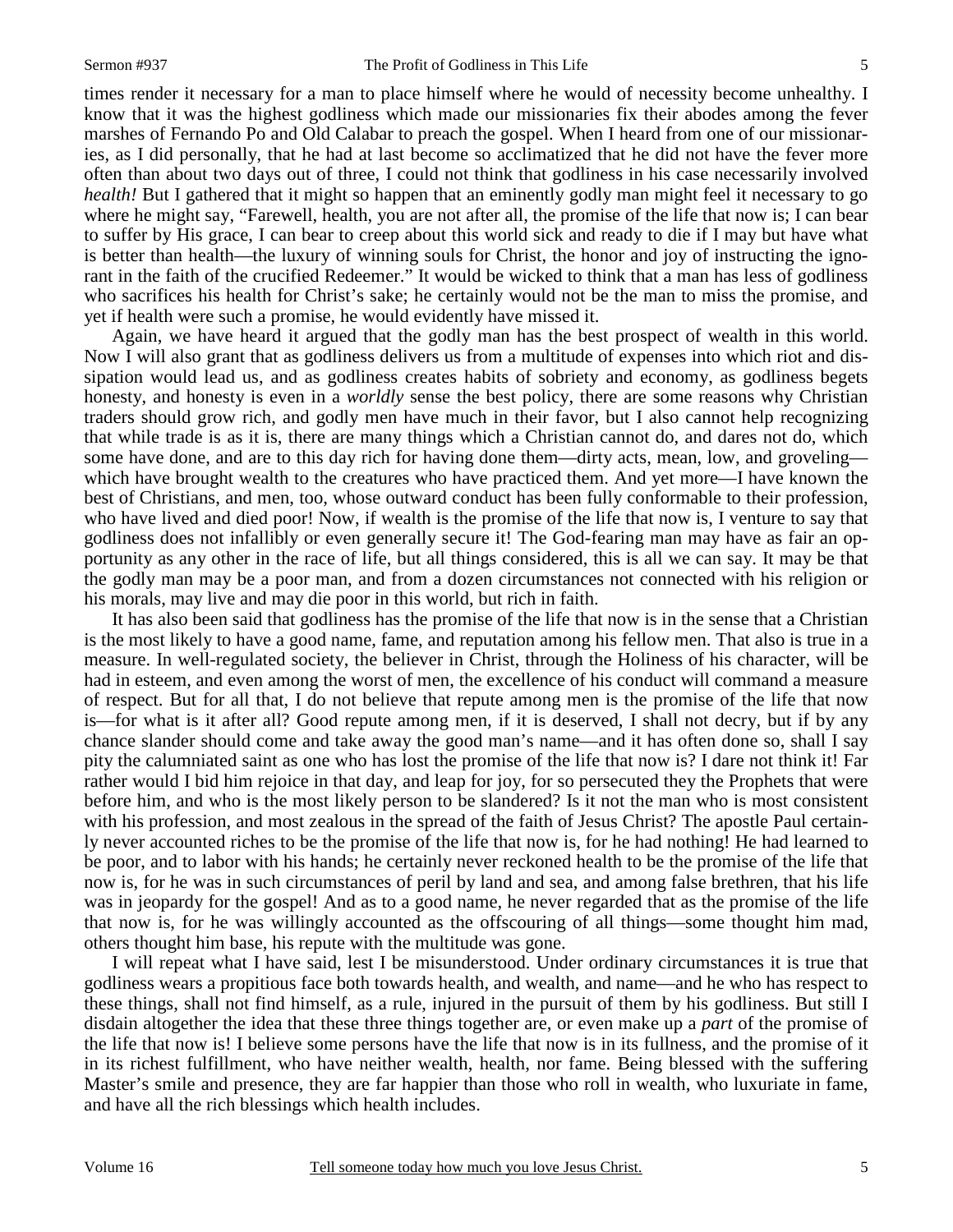times render it necessary for a man to place himself where he would of necessity become unhealthy. I know that it was the highest godliness which made our missionaries fix their abodes among the fever marshes of Fernando Po and Old Calabar to preach the gospel. When I heard from one of our missionaries, as I did personally, that he had at last become so acclimatized that he did not have the fever more often than about two days out of three, I could not think that godliness in his case necessarily involved *health!* But I gathered that it might so happen that an eminently godly man might feel it necessary to go where he might say, "Farewell, health, you are not after all, the promise of the life that now is; I can bear to suffer by His grace, I can bear to creep about this world sick and ready to die if I may but have what is better than health—the luxury of winning souls for Christ, the honor and joy of instructing the ignorant in the faith of the crucified Redeemer." It would be wicked to think that a man has less of godliness who sacrifices his health for Christ's sake; he certainly would not be the man to miss the promise, and yet if health were such a promise, he would evidently have missed it.

Again, we have heard it argued that the godly man has the best prospect of wealth in this world. Now I will also grant that as godliness delivers us from a multitude of expenses into which riot and dissipation would lead us, and as godliness creates habits of sobriety and economy, as godliness begets honesty, and honesty is even in a *worldly* sense the best policy, there are some reasons why Christian traders should grow rich, and godly men have much in their favor, but I also cannot help recognizing that while trade is as it is, there are many things which a Christian cannot do, and dares not do, which some have done, and are to this day rich for having done them—dirty acts, mean, low, and groveling—which have brought wealth to the creatures who have practiced them. And yet more—I have known the best of Christians, and men, too, whose outward conduct has been fully conformable to their profession, who have lived and died poor! Now, if wealth is the promise of the life that now is, I venture to say that godliness does not infallibly or even generally secure it! The God-fearing man may have as fair an opportunity as any other in the race of life, but all things considered, this is all we can say. It may be that the godly man may be a poor man, and from a dozen circumstances not connected with his religion or his morals, may live and may die poor in this world, but rich in faith.

It has also been said that godliness has the promise of the life that now is in the sense that a Christian is the most likely to have a good name, fame, and reputation among his fellow men. That also is true in a measure. In well-regulated society, the believer in Christ, through the Holiness of his character, will be had in esteem, and even among the worst of men, the excellence of his conduct will command a measure of respect. But for all that, I do not believe that repute among men is the promise of the life that now is—for what is it after all? Good repute among men, if it is deserved, I shall not decry, but if by any chance slander should come and take away the good man's name—and it has often done so, shall I say pity the calumniated saint as one who has lost the promise of the life that now is? I dare not think it! Far rather would I bid him rejoice in that day, and leap for joy, for so persecuted they the Prophets that were before him, and who is the most likely person to be slandered? Is it not the man who is most consistent with his profession, and most zealous in the spread of the faith of Jesus Christ? The apostle Paul certainly never accounted riches to be the promise of the life that now is, for he had nothing! He had learned to be poor, and to labor with his hands; he certainly never reckoned health to be the promise of the life that now is, for he was in such circumstances of peril by land and sea, and among false brethren, that his life was in jeopardy for the gospel! And as to a good name, he never regarded that as the promise of the life that now is, for he was willingly accounted as the offscouring of all things—some thought him mad, others thought him base, his repute with the multitude was gone.

I will repeat what I have said, lest I be misunderstood. Under ordinary circumstances it is true that godliness wears a propitious face both towards health, and wealth, and name—and he who has respect to these things, shall not find himself, as a rule, injured in the pursuit of them by his godliness. But still I disdain altogether the idea that these three things together are, or even make up a *part* of the promise of the life that now is! I believe some persons have the life that now is in its fullness, and the promise of it in its richest fulfillment, who have neither wealth, health, nor fame. Being blessed with the suffering Master's smile and presence, they are far happier than those who roll in wealth, who luxuriate in fame, and have all the rich blessings which health includes.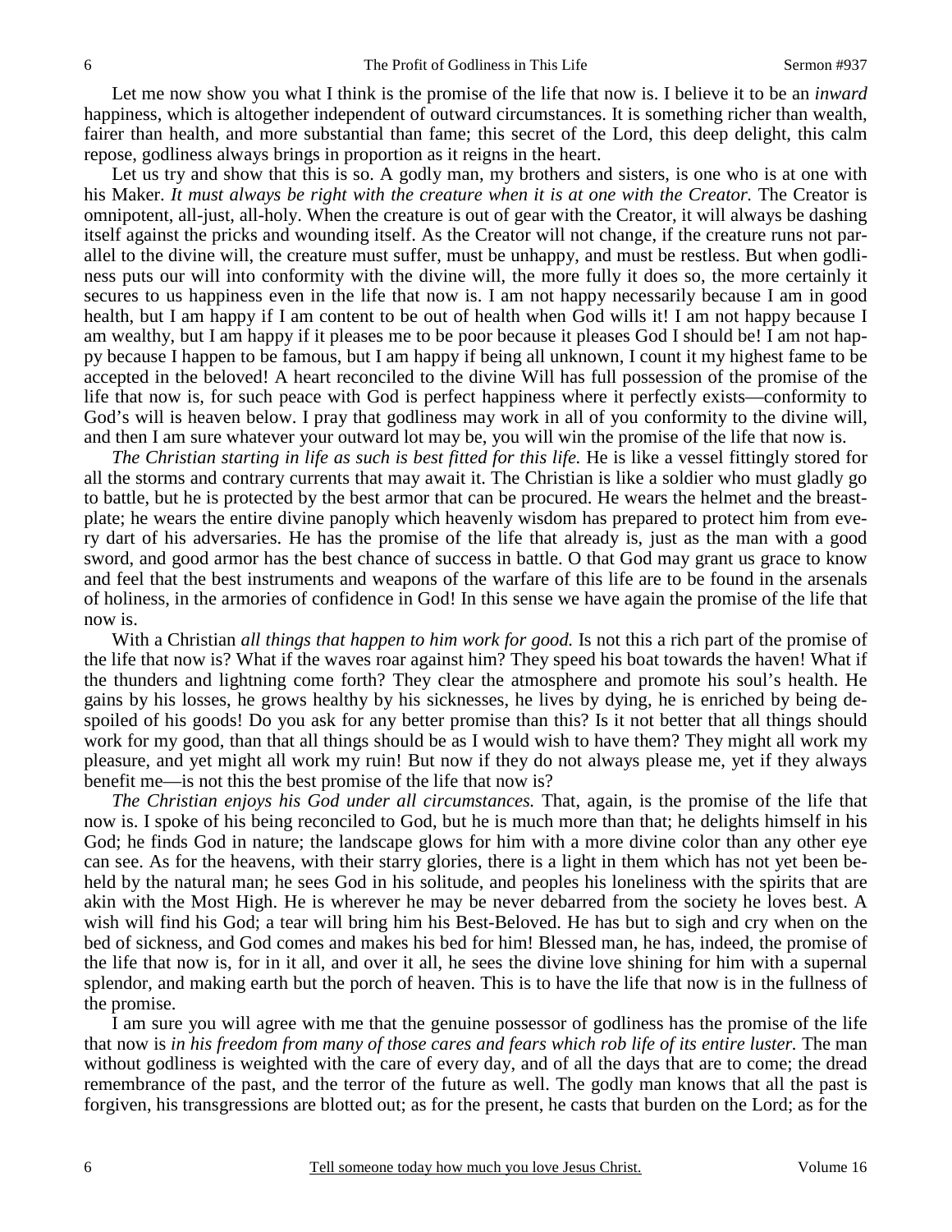Let me now show you what I think is the promise of the life that now is. I believe it to be an *inward* happiness, which is altogether independent of outward circumstances. It is something richer than wealth, fairer than health, and more substantial than fame; this secret of the Lord, this deep delight, this calm repose, godliness always brings in proportion as it reigns in the heart.

Let us try and show that this is so. A godly man, my brothers and sisters, is one who is at one with his Maker. *It must always be right with the creature when it is at one with the Creator.* The Creator is omnipotent, all-just, all-holy. When the creature is out of gear with the Creator, it will always be dashing itself against the pricks and wounding itself. As the Creator will not change, if the creature runs not parallel to the divine will, the creature must suffer, must be unhappy, and must be restless. But when godliness puts our will into conformity with the divine will, the more fully it does so, the more certainly it secures to us happiness even in the life that now is. I am not happy necessarily because I am in good health, but I am happy if I am content to be out of health when God wills it! I am not happy because I am wealthy, but I am happy if it pleases me to be poor because it pleases God I should be! I am not happy because I happen to be famous, but I am happy if being all unknown, I count it my highest fame to be accepted in the beloved! A heart reconciled to the divine Will has full possession of the promise of the life that now is, for such peace with God is perfect happiness where it perfectly exists—conformity to God's will is heaven below. I pray that godliness may work in all of you conformity to the divine will, and then I am sure whatever your outward lot may be, you will win the promise of the life that now is.

*The Christian starting in life as such is best fitted for this life.* He is like a vessel fittingly stored for all the storms and contrary currents that may await it. The Christian is like a soldier who must gladly go to battle, but he is protected by the best armor that can be procured. He wears the helmet and the breastplate; he wears the entire divine panoply which heavenly wisdom has prepared to protect him from every dart of his adversaries. He has the promise of the life that already is, just as the man with a good sword, and good armor has the best chance of success in battle. O that God may grant us grace to know and feel that the best instruments and weapons of the warfare of this life are to be found in the arsenals of holiness, in the armories of confidence in God! In this sense we have again the promise of the life that now is.

With a Christian *all things that happen to him work for good.* Is not this a rich part of the promise of the life that now is? What if the waves roar against him? They speed his boat towards the haven! What if the thunders and lightning come forth? They clear the atmosphere and promote his soul's health. He gains by his losses, he grows healthy by his sicknesses, he lives by dying, he is enriched by being despoiled of his goods! Do you ask for any better promise than this? Is it not better that all things should work for my good, than that all things should be as I would wish to have them? They might all work my pleasure, and yet might all work my ruin! But now if they do not always please me, yet if they always benefit me—is not this the best promise of the life that now is?

*The Christian enjoys his God under all circumstances.* That, again, is the promise of the life that now is. I spoke of his being reconciled to God, but he is much more than that; he delights himself in his God; he finds God in nature; the landscape glows for him with a more divine color than any other eye can see. As for the heavens, with their starry glories, there is a light in them which has not yet been beheld by the natural man; he sees God in his solitude, and peoples his loneliness with the spirits that are akin with the Most High. He is wherever he may be never debarred from the society he loves best. A wish will find his God; a tear will bring him his Best-Beloved. He has but to sigh and cry when on the bed of sickness, and God comes and makes his bed for him! Blessed man, he has, indeed, the promise of the life that now is, for in it all, and over it all, he sees the divine love shining for him with a supernal splendor, and making earth but the porch of heaven. This is to have the life that now is in the fullness of the promise.

I am sure you will agree with me that the genuine possessor of godliness has the promise of the life that now is *in his freedom from many of those cares and fears which rob life of its entire luster.* The man without godliness is weighted with the care of every day, and of all the days that are to come; the dread remembrance of the past, and the terror of the future as well. The godly man knows that all the past is forgiven, his transgressions are blotted out; as for the present, he casts that burden on the Lord; as for the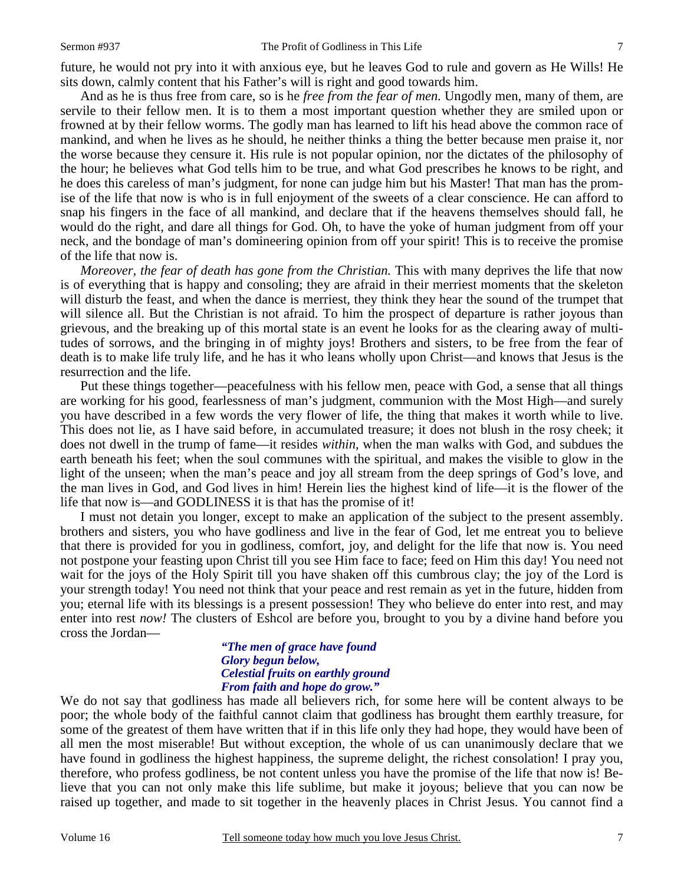future, he would not pry into it with anxious eye, but he leaves God to rule and govern as He Wills! He sits down, calmly content that his Father's will is right and good towards him.

And as he is thus free from care, so is he *free from the fear of men.* Ungodly men, many of them, are servile to their fellow men. It is to them a most important question whether they are smiled upon or frowned at by their fellow worms. The godly man has learned to lift his head above the common race of mankind, and when he lives as he should, he neither thinks a thing the better because men praise it, nor the worse because they censure it. His rule is not popular opinion, nor the dictates of the philosophy of the hour; he believes what God tells him to be true, and what God prescribes he knows to be right, and he does this careless of man's judgment, for none can judge him but his Master! That man has the promise of the life that now is who is in full enjoyment of the sweets of a clear conscience. He can afford to snap his fingers in the face of all mankind, and declare that if the heavens themselves should fall, he would do the right, and dare all things for God. Oh, to have the yoke of human judgment from off your neck, and the bondage of man's domineering opinion from off your spirit! This is to receive the promise of the life that now is.

*Moreover, the fear of death has gone from the Christian.* This with many deprives the life that now is of everything that is happy and consoling; they are afraid in their merriest moments that the skeleton will disturb the feast, and when the dance is merriest, they think they hear the sound of the trumpet that will silence all. But the Christian is not afraid. To him the prospect of departure is rather joyous than grievous, and the breaking up of this mortal state is an event he looks for as the clearing away of multitudes of sorrows, and the bringing in of mighty joys! Brothers and sisters, to be free from the fear of death is to make life truly life, and he has it who leans wholly upon Christ—and knows that Jesus is the resurrection and the life.

Put these things together—peacefulness with his fellow men, peace with God, a sense that all things are working for his good, fearlessness of man's judgment, communion with the Most High—and surely you have described in a few words the very flower of life, the thing that makes it worth while to live. This does not lie, as I have said before, in accumulated treasure; it does not blush in the rosy cheek; it does not dwell in the trump of fame—it resides *within*, when the man walks with God, and subdues the earth beneath his feet; when the soul communes with the spiritual, and makes the visible to glow in the light of the unseen; when the man's peace and joy all stream from the deep springs of God's love, and the man lives in God, and God lives in him! Herein lies the highest kind of life—it is the flower of the life that now is—and GODLINESS it is that has the promise of it!

I must not detain you longer, except to make an application of the subject to the present assembly. brothers and sisters, you who have godliness and live in the fear of God, let me entreat you to believe that there is provided for you in godliness, comfort, joy, and delight for the life that now is. You need not postpone your feasting upon Christ till you see Him face to face; feed on Him this day! You need not wait for the joys of the Holy Spirit till you have shaken off this cumbrous clay; the joy of the Lord is your strength today! You need not think that your peace and rest remain as yet in the future, hidden from you; eternal life with its blessings is a present possession! They who believe do enter into rest, and may enter into rest *now!* The clusters of Eshcol are before you, brought to you by a divine hand before you cross the Jordan—

> ***"The men of grace have found***
> ***Glory begun below,***
> ***Celestial fruits on earthly ground***
> ***From faith and hope do grow."***

We do not say that godliness has made all believers rich, for some here will be content always to be poor; the whole body of the faithful cannot claim that godliness has brought them earthly treasure, for some of the greatest of them have written that if in this life only they had hope, they would have been of all men the most miserable! But without exception, the whole of us can unanimously declare that we have found in godliness the highest happiness, the supreme delight, the richest consolation! I pray you, therefore, who profess godliness, be not content unless you have the promise of the life that now is! Believe that you can not only make this life sublime, but make it joyous; believe that you can now be raised up together, and made to sit together in the heavenly places in Christ Jesus. You cannot find a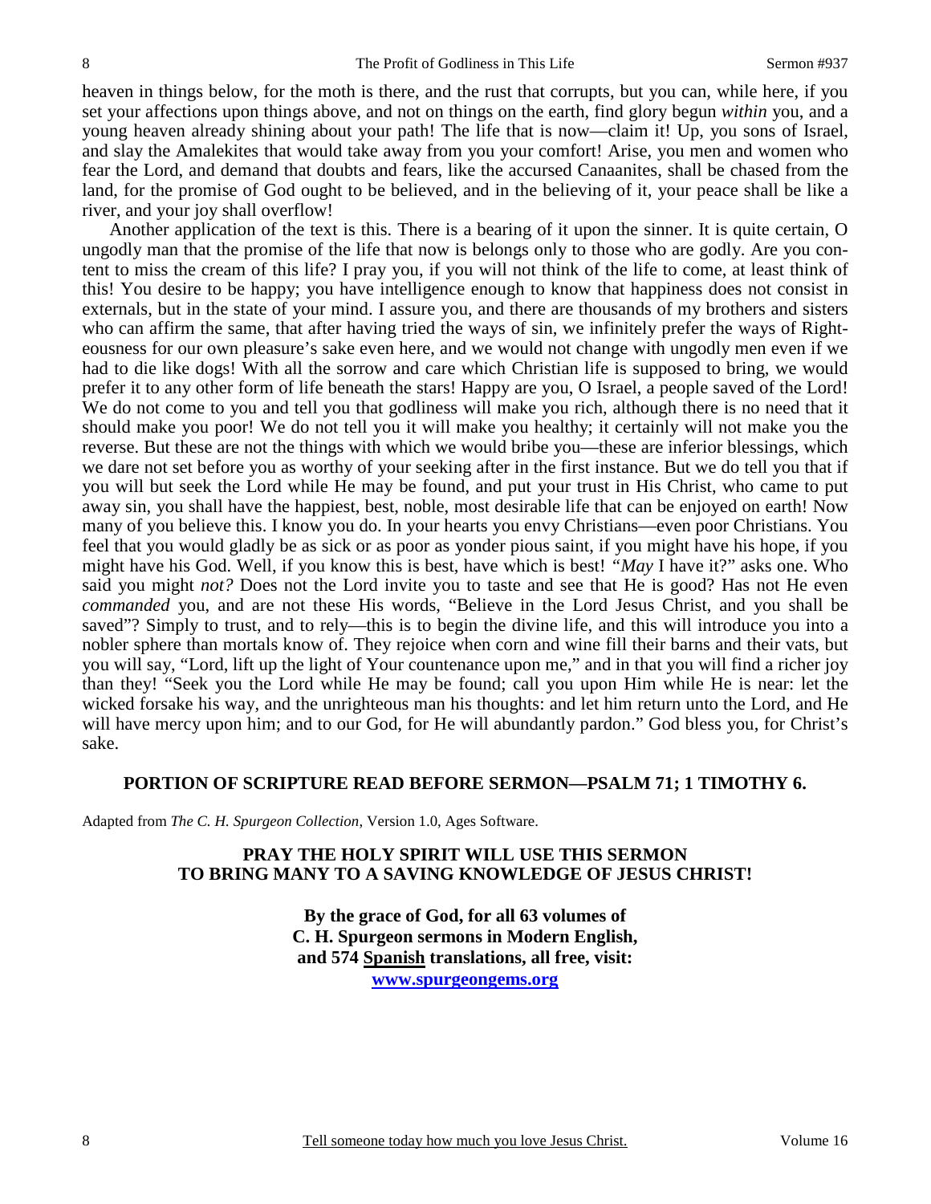heaven in things below, for the moth is there, and the rust that corrupts, but you can, while here, if you set your affections upon things above, and not on things on the earth, find glory begun *within* you, and a young heaven already shining about your path! The life that is now—claim it! Up, you sons of Israel, and slay the Amalekites that would take away from you your comfort! Arise, you men and women who fear the Lord, and demand that doubts and fears, like the accursed Canaanites, shall be chased from the land, for the promise of God ought to be believed, and in the believing of it, your peace shall be like a river, and your joy shall overflow!

Another application of the text is this. There is a bearing of it upon the sinner. It is quite certain, O ungodly man that the promise of the life that now is belongs only to those who are godly. Are you content to miss the cream of this life? I pray you, if you will not think of the life to come, at least think of this! You desire to be happy; you have intelligence enough to know that happiness does not consist in externals, but in the state of your mind. I assure you, and there are thousands of my brothers and sisters who can affirm the same, that after having tried the ways of sin, we infinitely prefer the ways of Righteousness for our own pleasure's sake even here, and we would not change with ungodly men even if we had to die like dogs! With all the sorrow and care which Christian life is supposed to bring, we would prefer it to any other form of life beneath the stars! Happy are you, O Israel, a people saved of the Lord! We do not come to you and tell you that godliness will make you rich, although there is no need that it should make you poor! We do not tell you it will make you healthy; it certainly will not make you the reverse. But these are not the things with which we would bribe you—these are inferior blessings, which we dare not set before you as worthy of your seeking after in the first instance. But we do tell you that if you will but seek the Lord while He may be found, and put your trust in His Christ, who came to put away sin, you shall have the happiest, best, noble, most desirable life that can be enjoyed on earth! Now many of you believe this. I know you do. In your hearts you envy Christians—even poor Christians. You feel that you would gladly be as sick or as poor as yonder pious saint, if you might have his hope, if you might have his God. Well, if you know this is best, have which is best! *"May* I have it?" asks one. Who said you might *not?* Does not the Lord invite you to taste and see that He is good? Has not He even *commanded* you, and are not these His words, "Believe in the Lord Jesus Christ, and you shall be saved"? Simply to trust, and to rely—this is to begin the divine life, and this will introduce you into a nobler sphere than mortals know of. They rejoice when corn and wine fill their barns and their vats, but you will say, "Lord, lift up the light of Your countenance upon me," and in that you will find a richer joy than they! "Seek you the Lord while He may be found; call you upon Him while He is near: let the wicked forsake his way, and the unrighteous man his thoughts: and let him return unto the Lord, and He will have mercy upon him; and to our God, for He will abundantly pardon." God bless you, for Christ's sake.

**PORTION OF SCRIPTURE READ BEFORE SERMON—PSALM 71; 1 TIMOTHY 6.**

Adapted from *The C. H. Spurgeon Collection*, Version 1.0, Ages Software.

**PRAY THE HOLY SPIRIT WILL USE THIS SERMON TO BRING MANY TO A SAVING KNOWLEDGE OF JESUS CHRIST!**

**By the grace of God, for all 63 volumes of C. H. Spurgeon sermons in Modern English, and 574 Spanish translations, all free, visit: www.spurgeongems.org**